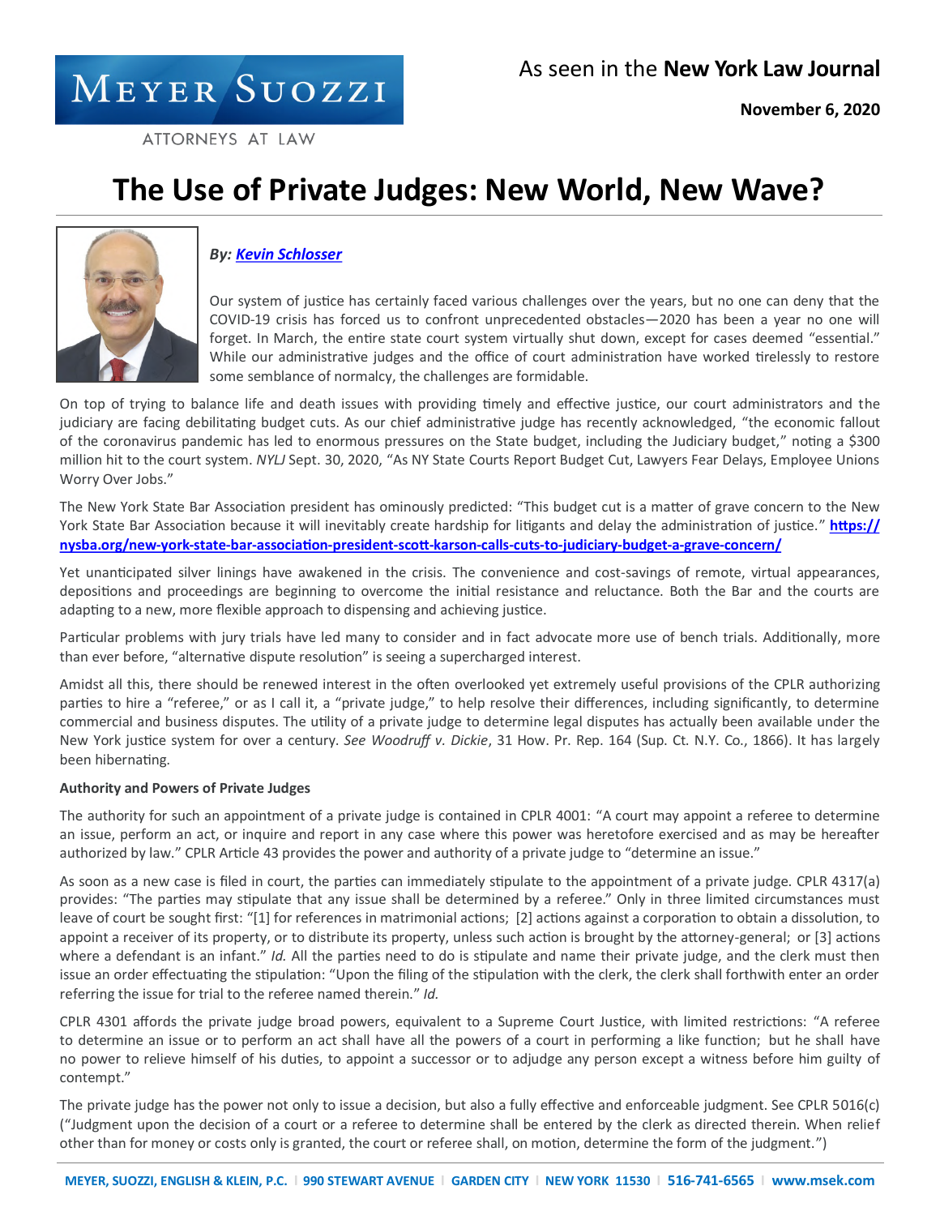Meyer Suozzi
ATTORNEYS AT LAW

As seen in the **New York Law Journal**

**November 6, 2020**

# The Use of Private Judges: New World, New Wave?

***By: Kevin Schlosser***

Our system of justice has certainly faced various challenges over the years, but no one can deny that the COVID-19 crisis has forced us to confront unprecedented obstacles—2020 has been a year no one will forget. In March, the entire state court system virtually shut down, except for cases deemed "essential." While our administrative judges and the office of court administration have worked tirelessly to restore some semblance of normalcy, the challenges are formidable.

On top of trying to balance life and death issues with providing timely and effective justice, our court administrators and the judiciary are facing debilitating budget cuts. As our chief administrative judge has recently acknowledged, "the economic fallout of the coronavirus pandemic has led to enormous pressures on the State budget, including the Judiciary budget," noting a $300 million hit to the court system. *NYLJ* Sept. 30, 2020, "As NY State Courts Report Budget Cut, Lawyers Fear Delays, Employee Unions Worry Over Jobs."

The New York State Bar Association president has ominously predicted: "This budget cut is a matter of grave concern to the New York State Bar Association because it will inevitably create hardship for litigants and delay the administration of justice." **https://nysba.org/new-york-state-bar-association-president-scott-karson-calls-cuts-to-judiciary-budget-a-grave-concern/**

Yet unanticipated silver linings have awakened in the crisis. The convenience and cost-savings of remote, virtual appearances, depositions and proceedings are beginning to overcome the initial resistance and reluctance. Both the Bar and the courts are adapting to a new, more flexible approach to dispensing and achieving justice.

Particular problems with jury trials have led many to consider and in fact advocate more use of bench trials. Additionally, more than ever before, "alternative dispute resolution" is seeing a supercharged interest.

Amidst all this, there should be renewed interest in the often overlooked yet extremely useful provisions of the CPLR authorizing parties to hire a "referee," or as I call it, a "private judge," to help resolve their differences, including significantly, to determine commercial and business disputes. The utility of a private judge to determine legal disputes has actually been available under the New York justice system for over a century. *See Woodruff v. Dickie*, 31 How. Pr. Rep. 164 (Sup. Ct. N.Y. Co., 1866). It has largely been hibernating.

**Authority and Powers of Private Judges**

The authority for such an appointment of a private judge is contained in CPLR 4001: "A court may appoint a referee to determine an issue, perform an act, or inquire and report in any case where this power was heretofore exercised and as may be hereafter authorized by law." CPLR Article 43 provides the power and authority of a private judge to "determine an issue."

As soon as a new case is filed in court, the parties can immediately stipulate to the appointment of a private judge. CPLR 4317(a) provides: "The parties may stipulate that any issue shall be determined by a referee." Only in three limited circumstances must leave of court be sought first: "[1] for references in matrimonial actions; [2] actions against a corporation to obtain a dissolution, to appoint a receiver of its property, or to distribute its property, unless such action is brought by the attorney-general; or [3] actions where a defendant is an infant." *Id.* All the parties need to do is stipulate and name their private judge, and the clerk must then issue an order effectuating the stipulation: "Upon the filing of the stipulation with the clerk, the clerk shall forthwith enter an order referring the issue for trial to the referee named therein." *Id.*

CPLR 4301 affords the private judge broad powers, equivalent to a Supreme Court Justice, with limited restrictions: "A referee to determine an issue or to perform an act shall have all the powers of a court in performing a like function; but he shall have no power to relieve himself of his duties, to appoint a successor or to adjudge any person except a witness before him guilty of contempt."

The private judge has the power not only to issue a decision, but also a fully effective and enforceable judgment. See CPLR 5016(c) ("Judgment upon the decision of a court or a referee to determine shall be entered by the clerk as directed therein. When relief other than for money or costs only is granted, the court or referee shall, on motion, determine the form of the judgment.")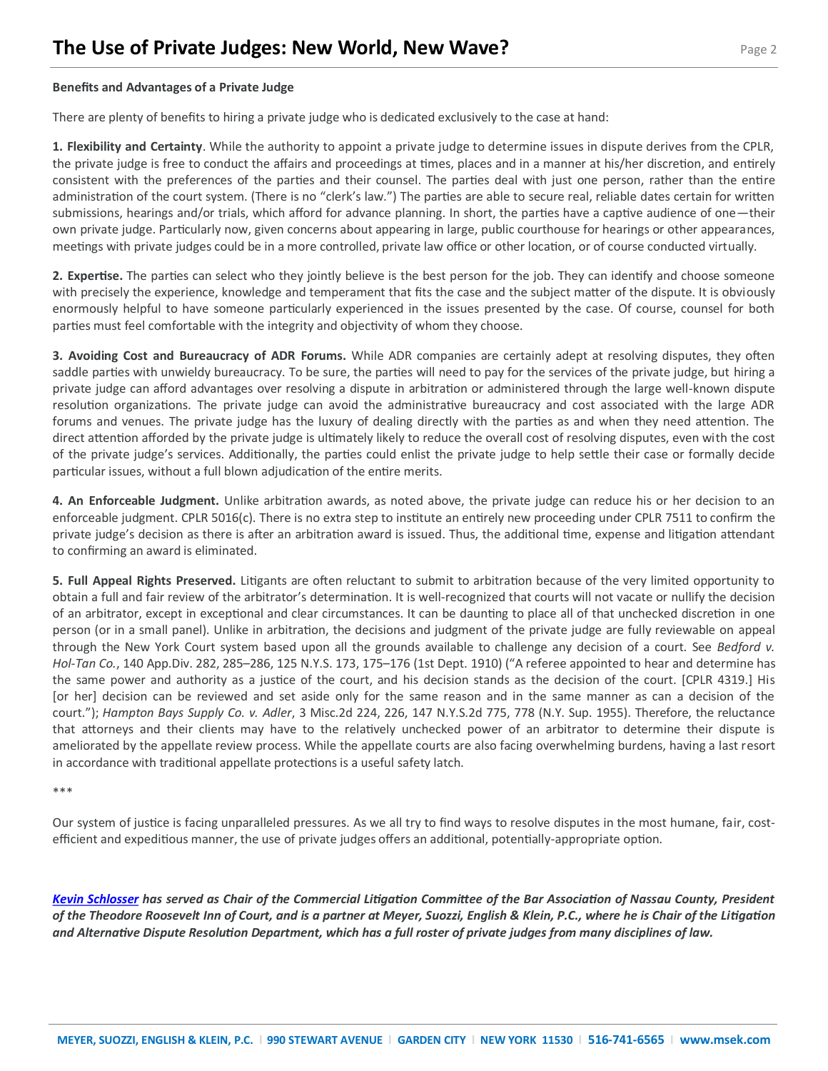**Benefits and Advantages of a Private Judge**

There are plenty of benefits to hiring a private judge who is dedicated exclusively to the case at hand:

**1. Flexibility and Certainty**. While the authority to appoint a private judge to determine issues in dispute derives from the CPLR, the private judge is free to conduct the affairs and proceedings at times, places and in a manner at his/her discretion, and entirely consistent with the preferences of the parties and their counsel. The parties deal with just one person, rather than the entire administration of the court system. (There is no "clerk's law.") The parties are able to secure real, reliable dates certain for written submissions, hearings and/or trials, which afford for advance planning. In short, the parties have a captive audience of one—their own private judge. Particularly now, given concerns about appearing in large, public courthouse for hearings or other appearances, meetings with private judges could be in a more controlled, private law office or other location, or of course conducted virtually.

**2. Expertise.** The parties can select who they jointly believe is the best person for the job. They can identify and choose someone with precisely the experience, knowledge and temperament that fits the case and the subject matter of the dispute. It is obviously enormously helpful to have someone particularly experienced in the issues presented by the case. Of course, counsel for both parties must feel comfortable with the integrity and objectivity of whom they choose.

**3. Avoiding Cost and Bureaucracy of ADR Forums.** While ADR companies are certainly adept at resolving disputes, they often saddle parties with unwieldy bureaucracy. To be sure, the parties will need to pay for the services of the private judge, but hiring a private judge can afford advantages over resolving a dispute in arbitration or administered through the large well-known dispute resolution organizations. The private judge can avoid the administrative bureaucracy and cost associated with the large ADR forums and venues. The private judge has the luxury of dealing directly with the parties as and when they need attention. The direct attention afforded by the private judge is ultimately likely to reduce the overall cost of resolving disputes, even with the cost of the private judge's services. Additionally, the parties could enlist the private judge to help settle their case or formally decide particular issues, without a full blown adjudication of the entire merits.

**4. An Enforceable Judgment.** Unlike arbitration awards, as noted above, the private judge can reduce his or her decision to an enforceable judgment. CPLR 5016(c). There is no extra step to institute an entirely new proceeding under CPLR 7511 to confirm the private judge's decision as there is after an arbitration award is issued. Thus, the additional time, expense and litigation attendant to confirming an award is eliminated.

**5. Full Appeal Rights Preserved.** Litigants are often reluctant to submit to arbitration because of the very limited opportunity to obtain a full and fair review of the arbitrator's determination. It is well-recognized that courts will not vacate or nullify the decision of an arbitrator, except in exceptional and clear circumstances. It can be daunting to place all of that unchecked discretion in one person (or in a small panel). Unlike in arbitration, the decisions and judgment of the private judge are fully reviewable on appeal through the New York Court system based upon all the grounds available to challenge any decision of a court. See *Bedford v. Hol-Tan Co.*, 140 App.Div. 282, 285–286, 125 N.Y.S. 173, 175–176 (1st Dept. 1910) ("A referee appointed to hear and determine has the same power and authority as a justice of the court, and his decision stands as the decision of the court. [CPLR 4319.] His [or her] decision can be reviewed and set aside only for the same reason and in the same manner as can a decision of the court."); *Hampton Bays Supply Co. v. Adler*, 3 Misc.2d 224, 226, 147 N.Y.S.2d 775, 778 (N.Y. Sup. 1955). Therefore, the reluctance that attorneys and their clients may have to the relatively unchecked power of an arbitrator to determine their dispute is ameliorated by the appellate review process. While the appellate courts are also facing overwhelming burdens, having a last resort in accordance with traditional appellate protections is a useful safety latch.

***

Our system of justice is facing unparalleled pressures. As we all try to find ways to resolve disputes in the most humane, fair, cost-efficient and expeditious manner, the use of private judges offers an additional, potentially-appropriate option.

***Kevin Schlosser** has served as Chair of the Commercial Litigation Committee of the Bar Association of Nassau County, President of the Theodore Roosevelt Inn of Court, and is a partner at Meyer, Suozzi, English & Klein, P.C., where he is Chair of the Litigation and Alternative Dispute Resolution Department, which has a full roster of private judges from many disciplines of law.*

MEYER, SUOZZI, ENGLISH & KLEIN, P.C. | 990 STEWART AVENUE | GARDEN CITY | NEW YORK 11530 | 516-741-6565 | www.msek.com